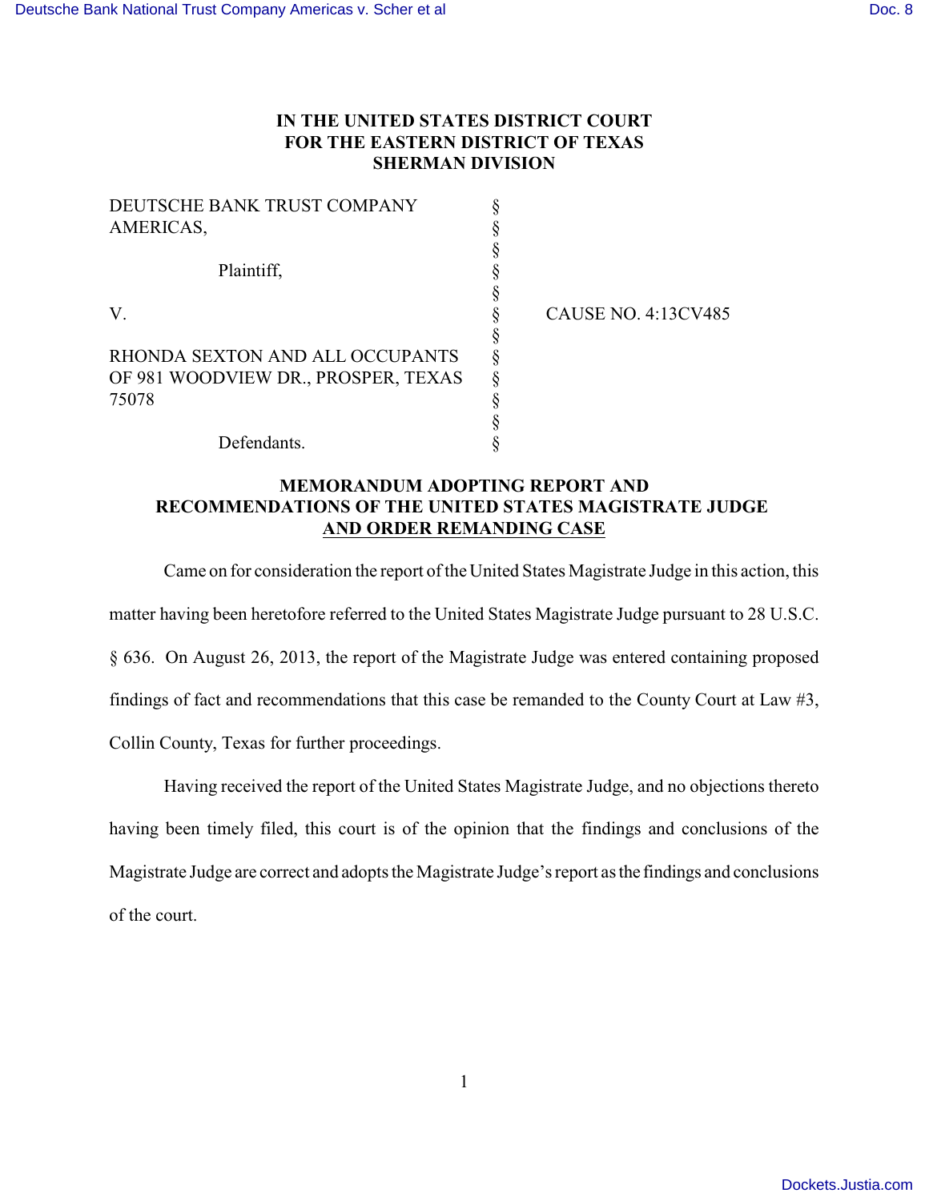**IN THE UNITED STATES DISTRICT COURT**
**FOR THE EASTERN DISTRICT OF TEXAS**
**SHERMAN DIVISION**

| | | |
|---|---|---|
| DEUTSCHE BANK TRUST COMPANY AMERICAS, | § | |
| | § | |
| Plaintiff, | § | |
| | § | |
| V. | § | CAUSE NO. 4:13CV485 |
| | § | |
| RHONDA SEXTON AND ALL OCCUPANTS OF 981 WOODVIEW DR., PROSPER, TEXAS 75078 | § | |
| | § | |
| Defendants. | § | |

**MEMORANDUM ADOPTING REPORT AND RECOMMENDATIONS OF THE UNITED STATES MAGISTRATE JUDGE AND ORDER REMANDING CASE**

Came on for consideration the report of the United States Magistrate Judge in this action, this matter having been heretofore referred to the United States Magistrate Judge pursuant to 28 U.S.C. § 636. On August 26, 2013, the report of the Magistrate Judge was entered containing proposed findings of fact and recommendations that this case be remanded to the County Court at Law #3, Collin County, Texas for further proceedings.

Having received the report of the United States Magistrate Judge, and no objections thereto having been timely filed, this court is of the opinion that the findings and conclusions of the Magistrate Judge are correct and adopts the Magistrate Judge's report as the findings and conclusions of the court.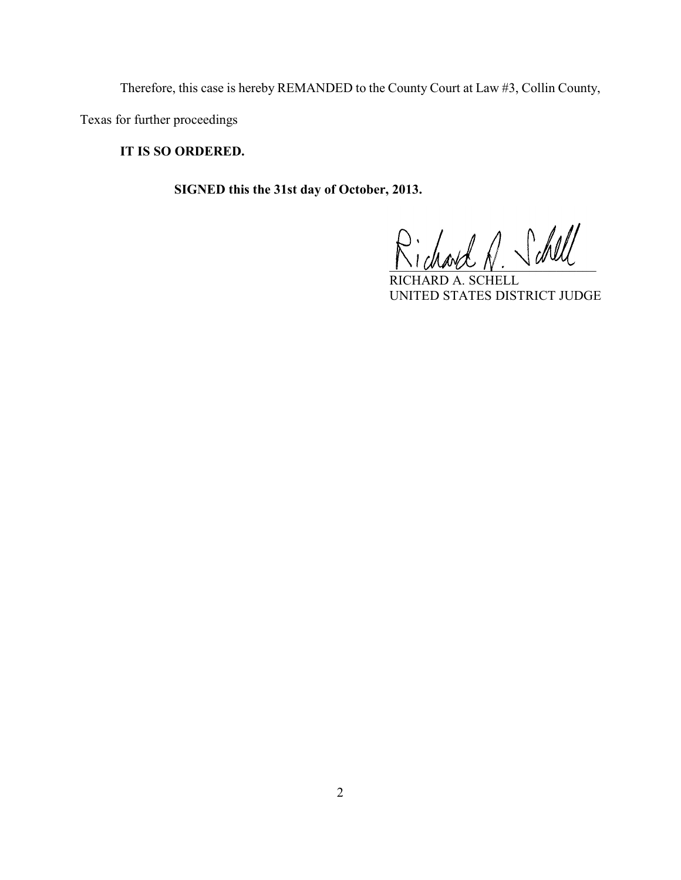Therefore, this case is hereby REMANDED to the County Court at Law #3, Collin County, Texas for further proceedings

**IT IS SO ORDERED.**

**SIGNED this the 31st day of October, 2013.**

RICHARD A. SCHELL
UNITED STATES DISTRICT JUDGE